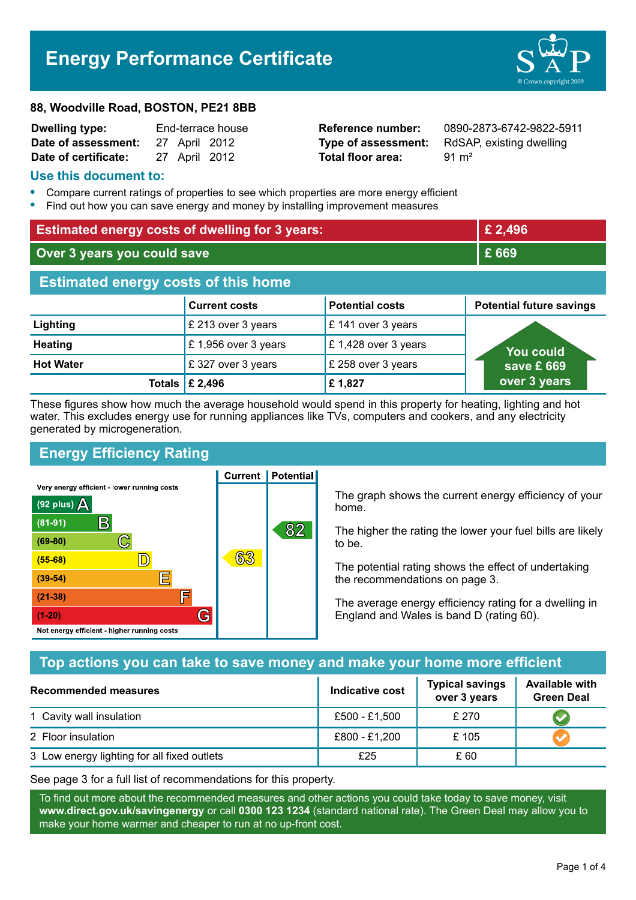# Energy Performance Certificate

**88, Woodville Road, BOSTON, PE21 8BB**

| | | | |
|---|---|---|---|
| **Dwelling type:** | End-terrace house | **Reference number:** | 0890-2873-6742-9822-5911 |
| **Date of assessment:** | 27 April 2012 | **Type of assessment:** | RdSAP, existing dwelling |
| **Date of certificate:** | 27 April 2012 | **Total floor area:** | 91 m² |

## Use this document to:

- Compare current ratings of properties to see which properties are more energy efficient
- Find out how you can save energy and money by installing improvement measures

| | |
|---|---|
| **Estimated energy costs of dwelling for 3 years:** | **£ 2,496** |
| **Over 3 years you could save** | **£ 669** |

## Estimated energy costs of this home

| | Current costs | Potential costs | Potential future savings |
|---|---|---|---|
| **Lighting** | £ 213 over 3 years | £ 141 over 3 years | You could save £ 669 over 3 years |
| **Heating** | £ 1,956 over 3 years | £ 1,428 over 3 years | |
| **Hot Water** | £ 327 over 3 years | £ 258 over 3 years | |
| **Totals** | **£ 2,496** | **£ 1,827** | |

These figures show how much the average household would spend in this property for heating, lighting and hot water. This excludes energy use for running appliances like TVs, computers and cookers, and any electricity generated by microgeneration.

## Energy Efficiency Rating

| Rating | Current | Potential |
|---|---|---|
| Very energy efficient - lower running costs | | |
| (92 plus) A | | |
| (81-91) B | | 82 |
| (69-80) C | | |
| (55-68) D | 63 | |
| (39-54) E | | |
| (21-38) F | | |
| (1-20) G | | |
| Not energy efficient - higher running costs | | |

The graph shows the current energy efficiency of your home.

The higher the rating the lower your fuel bills are likely to be.

The potential rating shows the effect of undertaking the recommendations on page 3.

The average energy efficiency rating for a dwelling in England and Wales is band D (rating 60).

## Top actions you can take to save money and make your home more efficient

| Recommended measures | Indicative cost | Typical savings over 3 years | Available with Green Deal |
|---|---|---|---|
| 1 Cavity wall insulation | £500 - £1,500 | £ 270 | ✔ |
| 2 Floor insulation | £800 - £1,200 | £ 105 | ✔ |
| 3 Low energy lighting for all fixed outlets | £25 | £ 60 | |

See page 3 for a full list of recommendations for this property.

To find out more about the recommended measures and other actions you could take today to save money, visit **www.direct.gov.uk/savingenergy** or call **0300 123 1234** (standard national rate). The Green Deal may allow you to make your home warmer and cheaper to run at no up-front cost.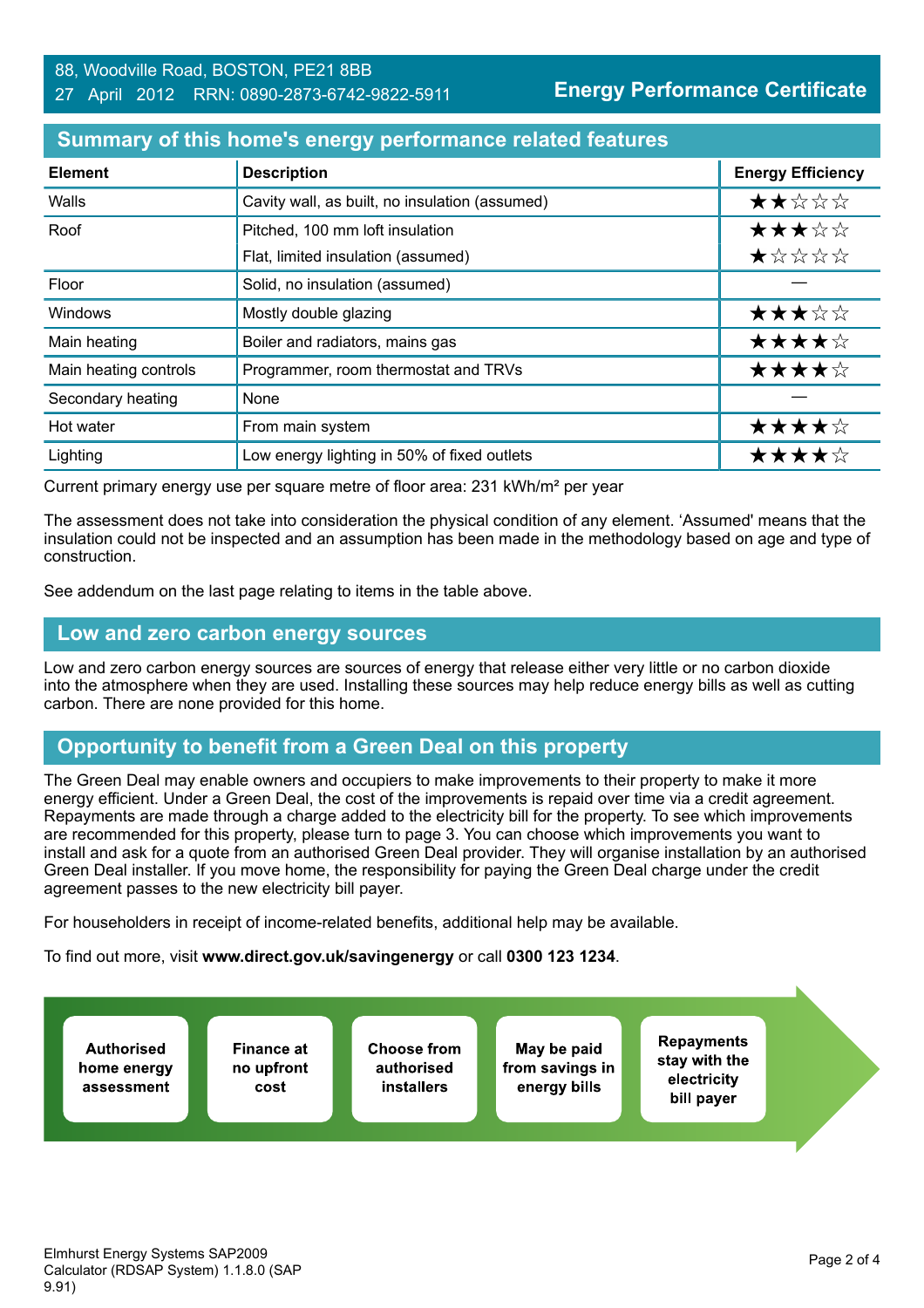88, Woodville Road, BOSTON, PE21 8BB
27 April 2012 RRN: 0890-2873-6742-9822-5911

**Energy Performance Certificate**

## Summary of this home's energy performance related features

| Element | Description | Energy Efficiency |
|---|---|---|
| Walls | Cavity wall, as built, no insulation (assumed) | ★★☆☆☆ |
| Roof | Pitched, 100 mm loft insulation | ★★★☆☆ |
| | Flat, limited insulation (assumed) | ★☆☆☆☆ |
| Floor | Solid, no insulation (assumed) | — |
| Windows | Mostly double glazing | ★★★☆☆ |
| Main heating | Boiler and radiators, mains gas | ★★★★☆ |
| Main heating controls | Programmer, room thermostat and TRVs | ★★★★☆ |
| Secondary heating | None | — |
| Hot water | From main system | ★★★★☆ |
| Lighting | Low energy lighting in 50% of fixed outlets | ★★★★☆ |

Current primary energy use per square metre of floor area: 231 kWh/m² per year

The assessment does not take into consideration the physical condition of any element. 'Assumed' means that the insulation could not be inspected and an assumption has been made in the methodology based on age and type of construction.

See addendum on the last page relating to items in the table above.

## Low and zero carbon energy sources

Low and zero carbon energy sources are sources of energy that release either very little or no carbon dioxide into the atmosphere when they are used. Installing these sources may help reduce energy bills as well as cutting carbon. There are none provided for this home.

## Opportunity to benefit from a Green Deal on this property

The Green Deal may enable owners and occupiers to make improvements to their property to make it more energy efficient. Under a Green Deal, the cost of the improvements is repaid over time via a credit agreement. Repayments are made through a charge added to the electricity bill for the property. To see which improvements are recommended for this property, please turn to page 3. You can choose which improvements you want to install and ask for a quote from an authorised Green Deal provider. They will organise installation by an authorised Green Deal installer. If you move home, the responsibility for paying the Green Deal charge under the credit agreement passes to the new electricity bill payer.

For householders in receipt of income-related benefits, additional help may be available.

To find out more, visit **www.direct.gov.uk/savingenergy** or call **0300 123 1234**.

**Authorised home energy assessment** → **Finance at no upfront cost** → **Choose from authorised installers** → **May be paid from savings in energy bills** → **Repayments stay with the electricity bill payer**

Elmhurst Energy Systems SAP2009 Calculator (RDSAP System) 1.1.8.0 (SAP 9.91)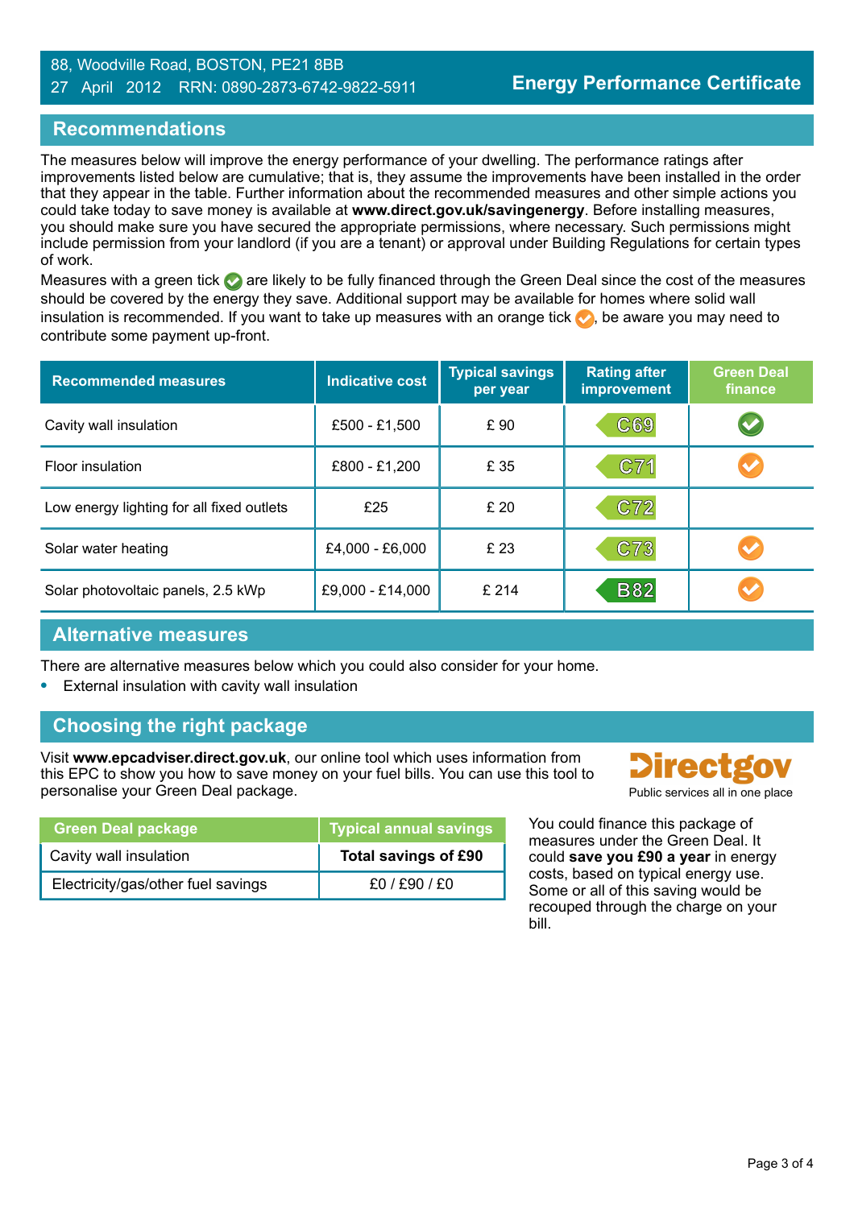88, Woodville Road, BOSTON, PE21 8BB
27 April 2012 RRN: 0890-2873-6742-9822-5911

**Energy Performance Certificate**

## Recommendations

The measures below will improve the energy performance of your dwelling. The performance ratings after improvements listed below are cumulative; that is, they assume the improvements have been installed in the order that they appear in the table. Further information about the recommended measures and other simple actions you could take today to save money is available at **www.direct.gov.uk/savingenergy**. Before installing measures, you should make sure you have secured the appropriate permissions, where necessary. Such permissions might include permission from your landlord (if you are a tenant) or approval under Building Regulations for certain types of work.

Measures with a green tick ✔ are likely to be fully financed through the Green Deal since the cost of the measures should be covered by the energy they save. Additional support may be available for homes where solid wall insulation is recommended. If you want to take up measures with an orange tick ✔, be aware you may need to contribute some payment up-front.

| Recommended measures | Indicative cost | Typical savings per year | Rating after improvement | Green Deal finance |
|---|---|---|---|---|
| Cavity wall insulation | £500 - £1,500 | £ 90 | C69 | ✔ (green) |
| Floor insulation | £800 - £1,200 | £ 35 | C71 | ✔ (orange) |
| Low energy lighting for all fixed outlets | £25 | £ 20 | C72 | |
| Solar water heating | £4,000 - £6,000 | £ 23 | C73 | ✔ (orange) |
| Solar photovoltaic panels, 2.5 kWp | £9,000 - £14,000 | £ 214 | B82 | ✔ (orange) |

## Alternative measures

There are alternative measures below which you could also consider for your home.

- External insulation with cavity wall insulation

## Choosing the right package

Visit **www.epcadviser.direct.gov.uk**, our online tool which uses information from this EPC to show you how to save money on your fuel bills. You can use this tool to personalise your Green Deal package.

Directgov
Public services all in one place

| Green Deal package | Typical annual savings |
|---|---|
| Cavity wall insulation | **Total savings of £90** |
| Electricity/gas/other fuel savings | £0 / £90 / £0 |

You could finance this package of measures under the Green Deal. It could **save you £90 a year** in energy costs, based on typical energy use. Some or all of this saving would be recouped through the charge on your bill.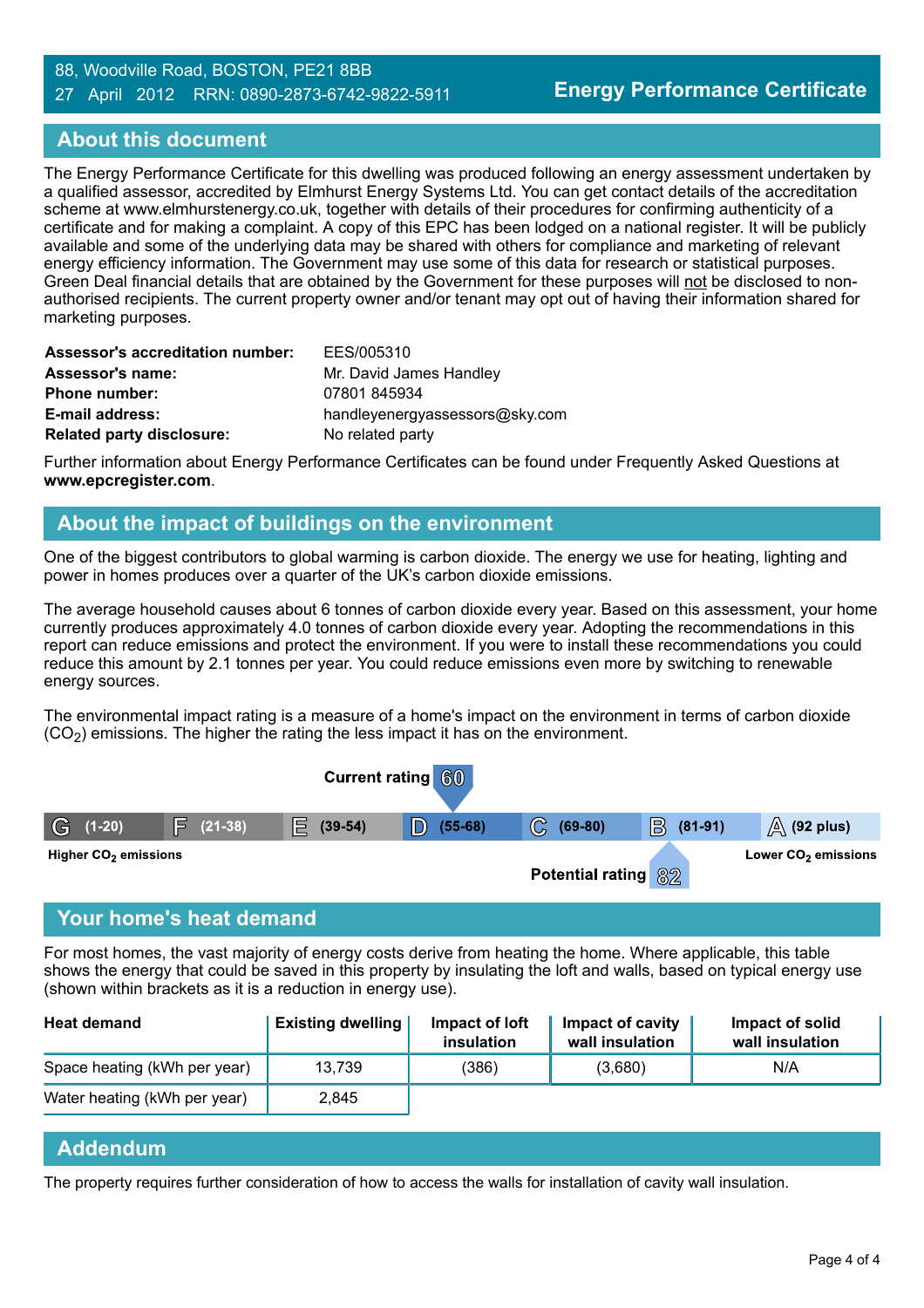88, Woodville Road, BOSTON, PE21 8BB
27 April 2012 RRN: 0890-2873-6742-9822-5911

**Energy Performance Certificate**

## About this document

The Energy Performance Certificate for this dwelling was produced following an energy assessment undertaken by a qualified assessor, accredited by Elmhurst Energy Systems Ltd. You can get contact details of the accreditation scheme at www.elmhurstenergy.co.uk, together with details of their procedures for confirming authenticity of a certificate and for making a complaint. A copy of this EPC has been lodged on a national register. It will be publicly available and some of the underlying data may be shared with others for compliance and marketing of relevant energy efficiency information. The Government may use some of this data for research or statistical purposes. Green Deal financial details that are obtained by the Government for these purposes will not be disclosed to non-authorised recipients. The current property owner and/or tenant may opt out of having their information shared for marketing purposes.

| | |
|---|---|
| **Assessor's accreditation number:** | EES/005310 |
| **Assessor's name:** | Mr. David James Handley |
| **Phone number:** | 07801 845934 |
| **E-mail address:** | handleyenergyassessors@sky.com |
| **Related party disclosure:** | No related party |

Further information about Energy Performance Certificates can be found under Frequently Asked Questions at **www.epcregister.com**.

## About the impact of buildings on the environment

One of the biggest contributors to global warming is carbon dioxide. The energy we use for heating, lighting and power in homes produces over a quarter of the UK's carbon dioxide emissions.

The average household causes about 6 tonnes of carbon dioxide every year. Based on this assessment, your home currently produces approximately 4.0 tonnes of carbon dioxide every year. Adopting the recommendations in this report can reduce emissions and protect the environment. If you were to install these recommendations you could reduce this amount by 2.1 tonnes per year. You could reduce emissions even more by switching to renewable energy sources.

The environmental impact rating is a measure of a home's impact on the environment in terms of carbon dioxide ($CO_2$) emissions. The higher the rating the less impact it has on the environment.

Current rating 60

G (1-20) F (21-38) E (39-54) D (55-68) C (69-80) B (81-91) A (92 plus)

Higher $CO_2$ emissions

Lower $CO_2$ emissions

Potential rating 82

## Your home's heat demand

For most homes, the vast majority of energy costs derive from heating the home. Where applicable, this table shows the energy that could be saved in this property by insulating the loft and walls, based on typical energy use (shown within brackets as it is a reduction in energy use).

| Heat demand | Existing dwelling | Impact of loft insulation | Impact of cavity wall insulation | Impact of solid wall insulation |
|---|---|---|---|---|
| Space heating (kWh per year) | 13,739 | (386) | (3,680) | N/A |
| Water heating (kWh per year) | 2,845 | | | |

## Addendum

The property requires further consideration of how to access the walls for installation of cavity wall insulation.